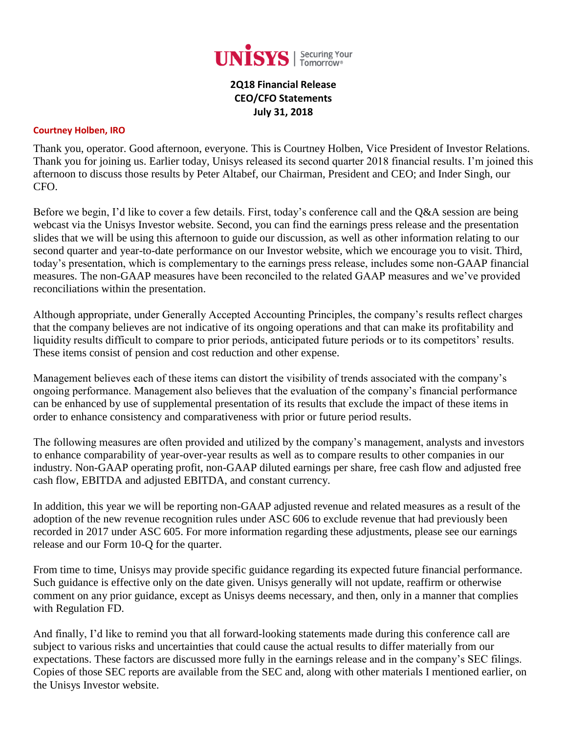**2Q18 Financial Release**
**CEO/CFO Statements**
**July 31, 2018**

**Courtney Holben, IRO**

Thank you, operator. Good afternoon, everyone. This is Courtney Holben, Vice President of Investor Relations. Thank you for joining us. Earlier today, Unisys released its second quarter 2018 financial results. I'm joined this afternoon to discuss those results by Peter Altabef, our Chairman, President and CEO; and Inder Singh, our CFO.

Before we begin, I'd like to cover a few details. First, today's conference call and the Q&A session are being webcast via the Unisys Investor website. Second, you can find the earnings press release and the presentation slides that we will be using this afternoon to guide our discussion, as well as other information relating to our second quarter and year-to-date performance on our Investor website, which we encourage you to visit. Third, today's presentation, which is complementary to the earnings press release, includes some non-GAAP financial measures. The non-GAAP measures have been reconciled to the related GAAP measures and we've provided reconciliations within the presentation.

Although appropriate, under Generally Accepted Accounting Principles, the company's results reflect charges that the company believes are not indicative of its ongoing operations and that can make its profitability and liquidity results difficult to compare to prior periods, anticipated future periods or to its competitors' results. These items consist of pension and cost reduction and other expense.

Management believes each of these items can distort the visibility of trends associated with the company's ongoing performance. Management also believes that the evaluation of the company's financial performance can be enhanced by use of supplemental presentation of its results that exclude the impact of these items in order to enhance consistency and comparativeness with prior or future period results.

The following measures are often provided and utilized by the company's management, analysts and investors to enhance comparability of year-over-year results as well as to compare results to other companies in our industry. Non-GAAP operating profit, non-GAAP diluted earnings per share, free cash flow and adjusted free cash flow, EBITDA and adjusted EBITDA, and constant currency.

In addition, this year we will be reporting non-GAAP adjusted revenue and related measures as a result of the adoption of the new revenue recognition rules under ASC 606 to exclude revenue that had previously been recorded in 2017 under ASC 605. For more information regarding these adjustments, please see our earnings release and our Form 10-Q for the quarter.

From time to time, Unisys may provide specific guidance regarding its expected future financial performance. Such guidance is effective only on the date given. Unisys generally will not update, reaffirm or otherwise comment on any prior guidance, except as Unisys deems necessary, and then, only in a manner that complies with Regulation FD.

And finally, I'd like to remind you that all forward-looking statements made during this conference call are subject to various risks and uncertainties that could cause the actual results to differ materially from our expectations. These factors are discussed more fully in the earnings release and in the company's SEC filings. Copies of those SEC reports are available from the SEC and, along with other materials I mentioned earlier, on the Unisys Investor website.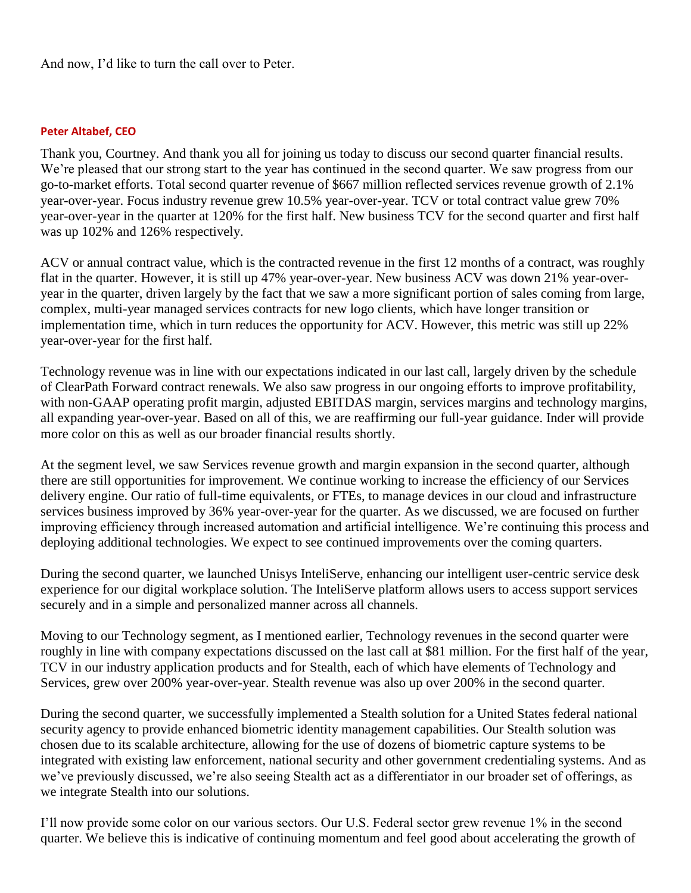And now, I'd like to turn the call over to Peter.

**Peter Altabef, CEO**

Thank you, Courtney. And thank you all for joining us today to discuss our second quarter financial results. We're pleased that our strong start to the year has continued in the second quarter. We saw progress from our go-to-market efforts. Total second quarter revenue of $667 million reflected services revenue growth of 2.1% year-over-year. Focus industry revenue grew 10.5% year-over-year. TCV or total contract value grew 70% year-over-year in the quarter at 120% for the first half. New business TCV for the second quarter and first half was up 102% and 126% respectively.

ACV or annual contract value, which is the contracted revenue in the first 12 months of a contract, was roughly flat in the quarter. However, it is still up 47% year-over-year. New business ACV was down 21% year-over-year in the quarter, driven largely by the fact that we saw a more significant portion of sales coming from large, complex, multi-year managed services contracts for new logo clients, which have longer transition or implementation time, which in turn reduces the opportunity for ACV. However, this metric was still up 22% year-over-year for the first half.

Technology revenue was in line with our expectations indicated in our last call, largely driven by the schedule of ClearPath Forward contract renewals. We also saw progress in our ongoing efforts to improve profitability, with non-GAAP operating profit margin, adjusted EBITDAS margin, services margins and technology margins, all expanding year-over-year. Based on all of this, we are reaffirming our full-year guidance. Inder will provide more color on this as well as our broader financial results shortly.

At the segment level, we saw Services revenue growth and margin expansion in the second quarter, although there are still opportunities for improvement. We continue working to increase the efficiency of our Services delivery engine. Our ratio of full-time equivalents, or FTEs, to manage devices in our cloud and infrastructure services business improved by 36% year-over-year for the quarter. As we discussed, we are focused on further improving efficiency through increased automation and artificial intelligence. We're continuing this process and deploying additional technologies. We expect to see continued improvements over the coming quarters.

During the second quarter, we launched Unisys InteliServe, enhancing our intelligent user-centric service desk experience for our digital workplace solution. The InteliServe platform allows users to access support services securely and in a simple and personalized manner across all channels.

Moving to our Technology segment, as I mentioned earlier, Technology revenues in the second quarter were roughly in line with company expectations discussed on the last call at $81 million. For the first half of the year, TCV in our industry application products and for Stealth, each of which have elements of Technology and Services, grew over 200% year-over-year. Stealth revenue was also up over 200% in the second quarter.

During the second quarter, we successfully implemented a Stealth solution for a United States federal national security agency to provide enhanced biometric identity management capabilities. Our Stealth solution was chosen due to its scalable architecture, allowing for the use of dozens of biometric capture systems to be integrated with existing law enforcement, national security and other government credentialing systems. And as we've previously discussed, we're also seeing Stealth act as a differentiator in our broader set of offerings, as we integrate Stealth into our solutions.

I'll now provide some color on our various sectors. Our U.S. Federal sector grew revenue 1% in the second quarter. We believe this is indicative of continuing momentum and feel good about accelerating the growth of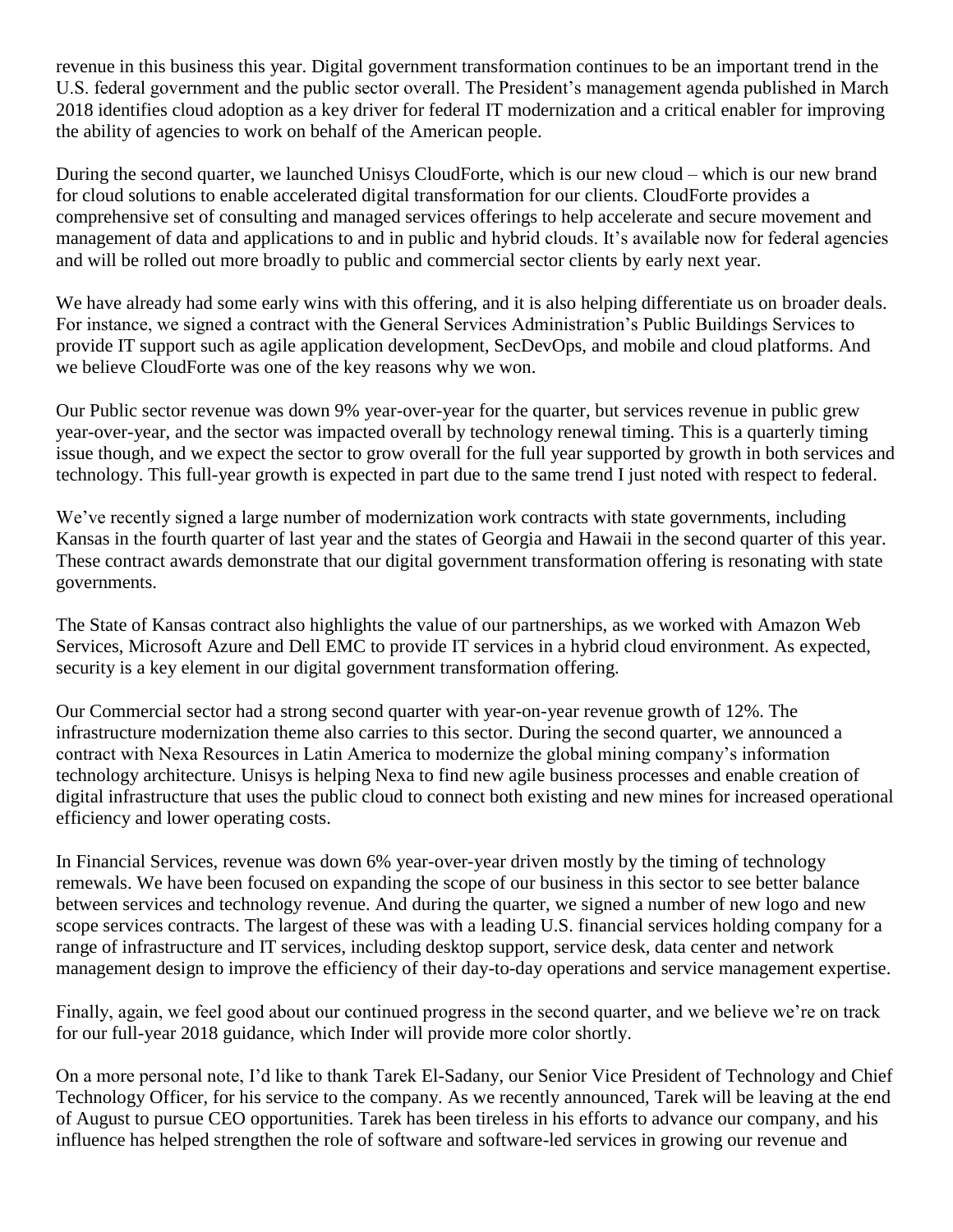revenue in this business this year. Digital government transformation continues to be an important trend in the U.S. federal government and the public sector overall. The President's management agenda published in March 2018 identifies cloud adoption as a key driver for federal IT modernization and a critical enabler for improving the ability of agencies to work on behalf of the American people.

During the second quarter, we launched Unisys CloudForte, which is our new cloud – which is our new brand for cloud solutions to enable accelerated digital transformation for our clients. CloudForte provides a comprehensive set of consulting and managed services offerings to help accelerate and secure movement and management of data and applications to and in public and hybrid clouds. It's available now for federal agencies and will be rolled out more broadly to public and commercial sector clients by early next year.

We have already had some early wins with this offering, and it is also helping differentiate us on broader deals. For instance, we signed a contract with the General Services Administration's Public Buildings Services to provide IT support such as agile application development, SecDevOps, and mobile and cloud platforms. And we believe CloudForte was one of the key reasons why we won.

Our Public sector revenue was down 9% year-over-year for the quarter, but services revenue in public grew year-over-year, and the sector was impacted overall by technology renewal timing. This is a quarterly timing issue though, and we expect the sector to grow overall for the full year supported by growth in both services and technology. This full-year growth is expected in part due to the same trend I just noted with respect to federal.

We've recently signed a large number of modernization work contracts with state governments, including Kansas in the fourth quarter of last year and the states of Georgia and Hawaii in the second quarter of this year. These contract awards demonstrate that our digital government transformation offering is resonating with state governments.

The State of Kansas contract also highlights the value of our partnerships, as we worked with Amazon Web Services, Microsoft Azure and Dell EMC to provide IT services in a hybrid cloud environment. As expected, security is a key element in our digital government transformation offering.

Our Commercial sector had a strong second quarter with year-on-year revenue growth of 12%. The infrastructure modernization theme also carries to this sector. During the second quarter, we announced a contract with Nexa Resources in Latin America to modernize the global mining company's information technology architecture. Unisys is helping Nexa to find new agile business processes and enable creation of digital infrastructure that uses the public cloud to connect both existing and new mines for increased operational efficiency and lower operating costs.

In Financial Services, revenue was down 6% year-over-year driven mostly by the timing of technology remewals. We have been focused on expanding the scope of our business in this sector to see better balance between services and technology revenue. And during the quarter, we signed a number of new logo and new scope services contracts. The largest of these was with a leading U.S. financial services holding company for a range of infrastructure and IT services, including desktop support, service desk, data center and network management design to improve the efficiency of their day-to-day operations and service management expertise.

Finally, again, we feel good about our continued progress in the second quarter, and we believe we're on track for our full-year 2018 guidance, which Inder will provide more color shortly.

On a more personal note, I'd like to thank Tarek El-Sadany, our Senior Vice President of Technology and Chief Technology Officer, for his service to the company. As we recently announced, Tarek will be leaving at the end of August to pursue CEO opportunities. Tarek has been tireless in his efforts to advance our company, and his influence has helped strengthen the role of software and software-led services in growing our revenue and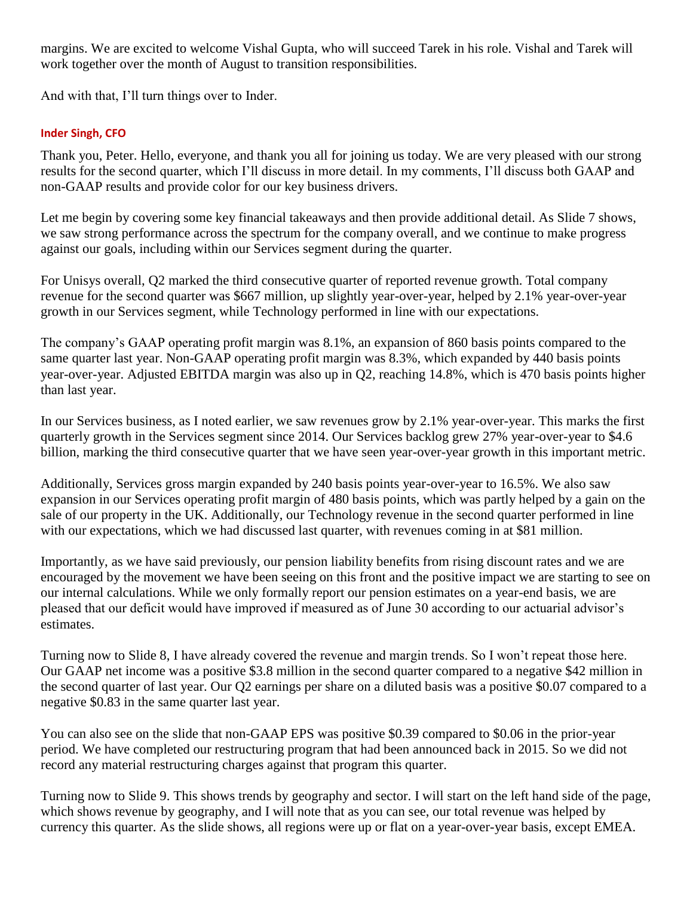margins. We are excited to welcome Vishal Gupta, who will succeed Tarek in his role. Vishal and Tarek will work together over the month of August to transition responsibilities.

And with that, I'll turn things over to Inder.

**Inder Singh, CFO**

Thank you, Peter. Hello, everyone, and thank you all for joining us today. We are very pleased with our strong results for the second quarter, which I'll discuss in more detail. In my comments, I'll discuss both GAAP and non-GAAP results and provide color for our key business drivers.

Let me begin by covering some key financial takeaways and then provide additional detail. As Slide 7 shows, we saw strong performance across the spectrum for the company overall, and we continue to make progress against our goals, including within our Services segment during the quarter.

For Unisys overall, Q2 marked the third consecutive quarter of reported revenue growth. Total company revenue for the second quarter was $667 million, up slightly year-over-year, helped by 2.1% year-over-year growth in our Services segment, while Technology performed in line with our expectations.

The company's GAAP operating profit margin was 8.1%, an expansion of 860 basis points compared to the same quarter last year. Non-GAAP operating profit margin was 8.3%, which expanded by 440 basis points year-over-year. Adjusted EBITDA margin was also up in Q2, reaching 14.8%, which is 470 basis points higher than last year.

In our Services business, as I noted earlier, we saw revenues grow by 2.1% year-over-year. This marks the first quarterly growth in the Services segment since 2014. Our Services backlog grew 27% year-over-year to $4.6 billion, marking the third consecutive quarter that we have seen year-over-year growth in this important metric.

Additionally, Services gross margin expanded by 240 basis points year-over-year to 16.5%. We also saw expansion in our Services operating profit margin of 480 basis points, which was partly helped by a gain on the sale of our property in the UK. Additionally, our Technology revenue in the second quarter performed in line with our expectations, which we had discussed last quarter, with revenues coming in at $81 million.

Importantly, as we have said previously, our pension liability benefits from rising discount rates and we are encouraged by the movement we have been seeing on this front and the positive impact we are starting to see on our internal calculations. While we only formally report our pension estimates on a year-end basis, we are pleased that our deficit would have improved if measured as of June 30 according to our actuarial advisor's estimates.

Turning now to Slide 8, I have already covered the revenue and margin trends. So I won't repeat those here. Our GAAP net income was a positive $3.8 million in the second quarter compared to a negative $42 million in the second quarter of last year. Our Q2 earnings per share on a diluted basis was a positive $0.07 compared to a negative $0.83 in the same quarter last year.

You can also see on the slide that non-GAAP EPS was positive $0.39 compared to $0.06 in the prior-year period. We have completed our restructuring program that had been announced back in 2015. So we did not record any material restructuring charges against that program this quarter.

Turning now to Slide 9. This shows trends by geography and sector. I will start on the left hand side of the page, which shows revenue by geography, and I will note that as you can see, our total revenue was helped by currency this quarter. As the slide shows, all regions were up or flat on a year-over-year basis, except EMEA.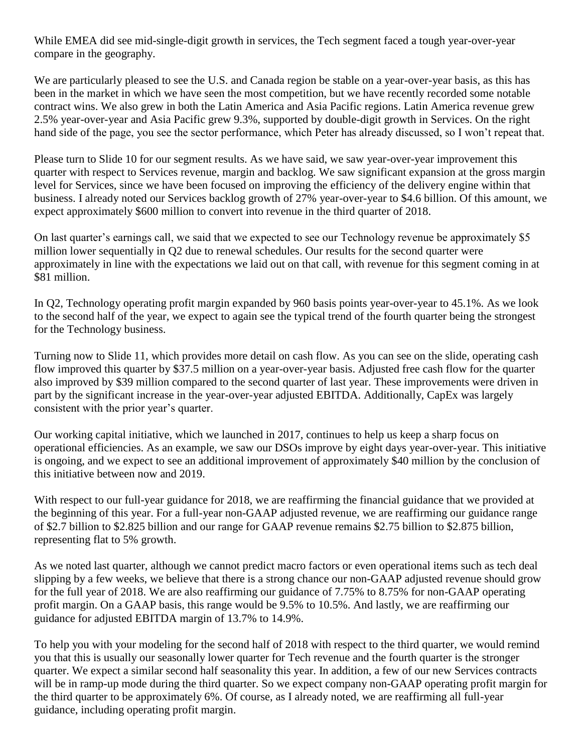While EMEA did see mid-single-digit growth in services, the Tech segment faced a tough year-over-year compare in the geography.

We are particularly pleased to see the U.S. and Canada region be stable on a year-over-year basis, as this has been in the market in which we have seen the most competition, but we have recently recorded some notable contract wins. We also grew in both the Latin America and Asia Pacific regions. Latin America revenue grew 2.5% year-over-year and Asia Pacific grew 9.3%, supported by double-digit growth in Services. On the right hand side of the page, you see the sector performance, which Peter has already discussed, so I won't repeat that.

Please turn to Slide 10 for our segment results. As we have said, we saw year-over-year improvement this quarter with respect to Services revenue, margin and backlog. We saw significant expansion at the gross margin level for Services, since we have been focused on improving the efficiency of the delivery engine within that business. I already noted our Services backlog growth of 27% year-over-year to \$4.6 billion. Of this amount, we expect approximately \$600 million to convert into revenue in the third quarter of 2018.

On last quarter's earnings call, we said that we expected to see our Technology revenue be approximately \$5 million lower sequentially in Q2 due to renewal schedules. Our results for the second quarter were approximately in line with the expectations we laid out on that call, with revenue for this segment coming in at \$81 million.

In Q2, Technology operating profit margin expanded by 960 basis points year-over-year to 45.1%. As we look to the second half of the year, we expect to again see the typical trend of the fourth quarter being the strongest for the Technology business.

Turning now to Slide 11, which provides more detail on cash flow. As you can see on the slide, operating cash flow improved this quarter by \$37.5 million on a year-over-year basis. Adjusted free cash flow for the quarter also improved by \$39 million compared to the second quarter of last year. These improvements were driven in part by the significant increase in the year-over-year adjusted EBITDA. Additionally, CapEx was largely consistent with the prior year's quarter.

Our working capital initiative, which we launched in 2017, continues to help us keep a sharp focus on operational efficiencies. As an example, we saw our DSOs improve by eight days year-over-year. This initiative is ongoing, and we expect to see an additional improvement of approximately \$40 million by the conclusion of this initiative between now and 2019.

With respect to our full-year guidance for 2018, we are reaffirming the financial guidance that we provided at the beginning of this year. For a full-year non-GAAP adjusted revenue, we are reaffirming our guidance range of \$2.7 billion to \$2.825 billion and our range for GAAP revenue remains \$2.75 billion to \$2.875 billion, representing flat to 5% growth.

As we noted last quarter, although we cannot predict macro factors or even operational items such as tech deal slipping by a few weeks, we believe that there is a strong chance our non-GAAP adjusted revenue should grow for the full year of 2018. We are also reaffirming our guidance of 7.75% to 8.75% for non-GAAP operating profit margin. On a GAAP basis, this range would be 9.5% to 10.5%. And lastly, we are reaffirming our guidance for adjusted EBITDA margin of 13.7% to 14.9%.

To help you with your modeling for the second half of 2018 with respect to the third quarter, we would remind you that this is usually our seasonally lower quarter for Tech revenue and the fourth quarter is the stronger quarter. We expect a similar second half seasonality this year. In addition, a few of our new Services contracts will be in ramp-up mode during the third quarter. So we expect company non-GAAP operating profit margin for the third quarter to be approximately 6%. Of course, as I already noted, we are reaffirming all full-year guidance, including operating profit margin.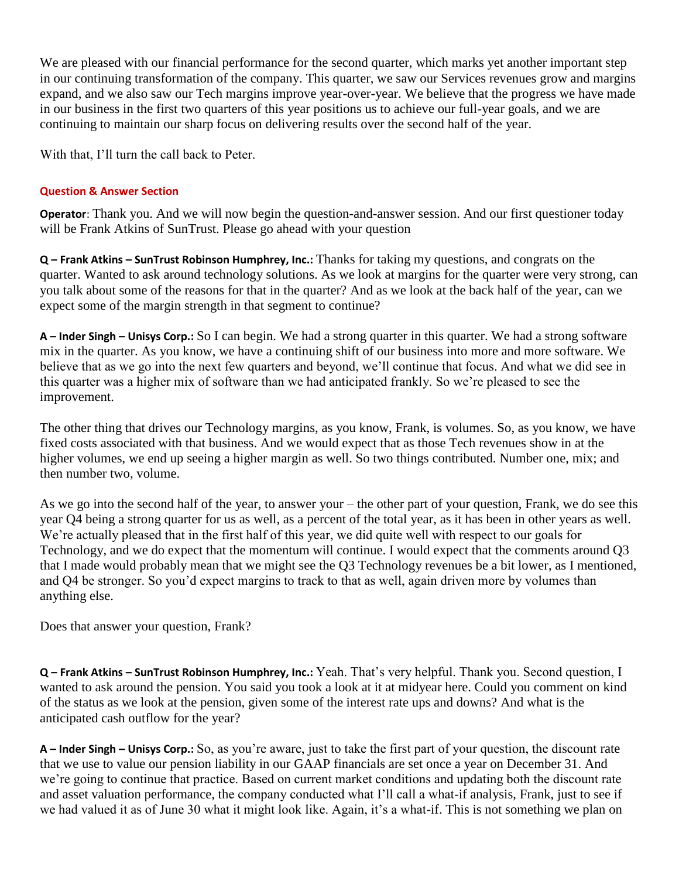We are pleased with our financial performance for the second quarter, which marks yet another important step in our continuing transformation of the company. This quarter, we saw our Services revenues grow and margins expand, and we also saw our Tech margins improve year-over-year. We believe that the progress we have made in our business in the first two quarters of this year positions us to achieve our full-year goals, and we are continuing to maintain our sharp focus on delivering results over the second half of the year.

With that, I'll turn the call back to Peter.

### Question & Answer Section

**Operator**: Thank you. And we will now begin the question-and-answer session. And our first questioner today will be Frank Atkins of SunTrust. Please go ahead with your question

**Q – Frank Atkins – SunTrust Robinson Humphrey, Inc.:** Thanks for taking my questions, and congrats on the quarter. Wanted to ask around technology solutions. As we look at margins for the quarter were very strong, can you talk about some of the reasons for that in the quarter? And as we look at the back half of the year, can we expect some of the margin strength in that segment to continue?

**A – Inder Singh – Unisys Corp.:** So I can begin. We had a strong quarter in this quarter. We had a strong software mix in the quarter. As you know, we have a continuing shift of our business into more and more software. We believe that as we go into the next few quarters and beyond, we'll continue that focus. And what we did see in this quarter was a higher mix of software than we had anticipated frankly. So we're pleased to see the improvement.

The other thing that drives our Technology margins, as you know, Frank, is volumes. So, as you know, we have fixed costs associated with that business. And we would expect that as those Tech revenues show in at the higher volumes, we end up seeing a higher margin as well. So two things contributed. Number one, mix; and then number two, volume.

As we go into the second half of the year, to answer your – the other part of your question, Frank, we do see this year Q4 being a strong quarter for us as well, as a percent of the total year, as it has been in other years as well. We're actually pleased that in the first half of this year, we did quite well with respect to our goals for Technology, and we do expect that the momentum will continue. I would expect that the comments around Q3 that I made would probably mean that we might see the Q3 Technology revenues be a bit lower, as I mentioned, and Q4 be stronger. So you'd expect margins to track to that as well, again driven more by volumes than anything else.

Does that answer your question, Frank?

**Q – Frank Atkins – SunTrust Robinson Humphrey, Inc.:** Yeah. That's very helpful. Thank you. Second question, I wanted to ask around the pension. You said you took a look at it at midyear here. Could you comment on kind of the status as we look at the pension, given some of the interest rate ups and downs? And what is the anticipated cash outflow for the year?

**A – Inder Singh – Unisys Corp.:** So, as you're aware, just to take the first part of your question, the discount rate that we use to value our pension liability in our GAAP financials are set once a year on December 31. And we're going to continue that practice. Based on current market conditions and updating both the discount rate and asset valuation performance, the company conducted what I'll call a what-if analysis, Frank, just to see if we had valued it as of June 30 what it might look like. Again, it's a what-if. This is not something we plan on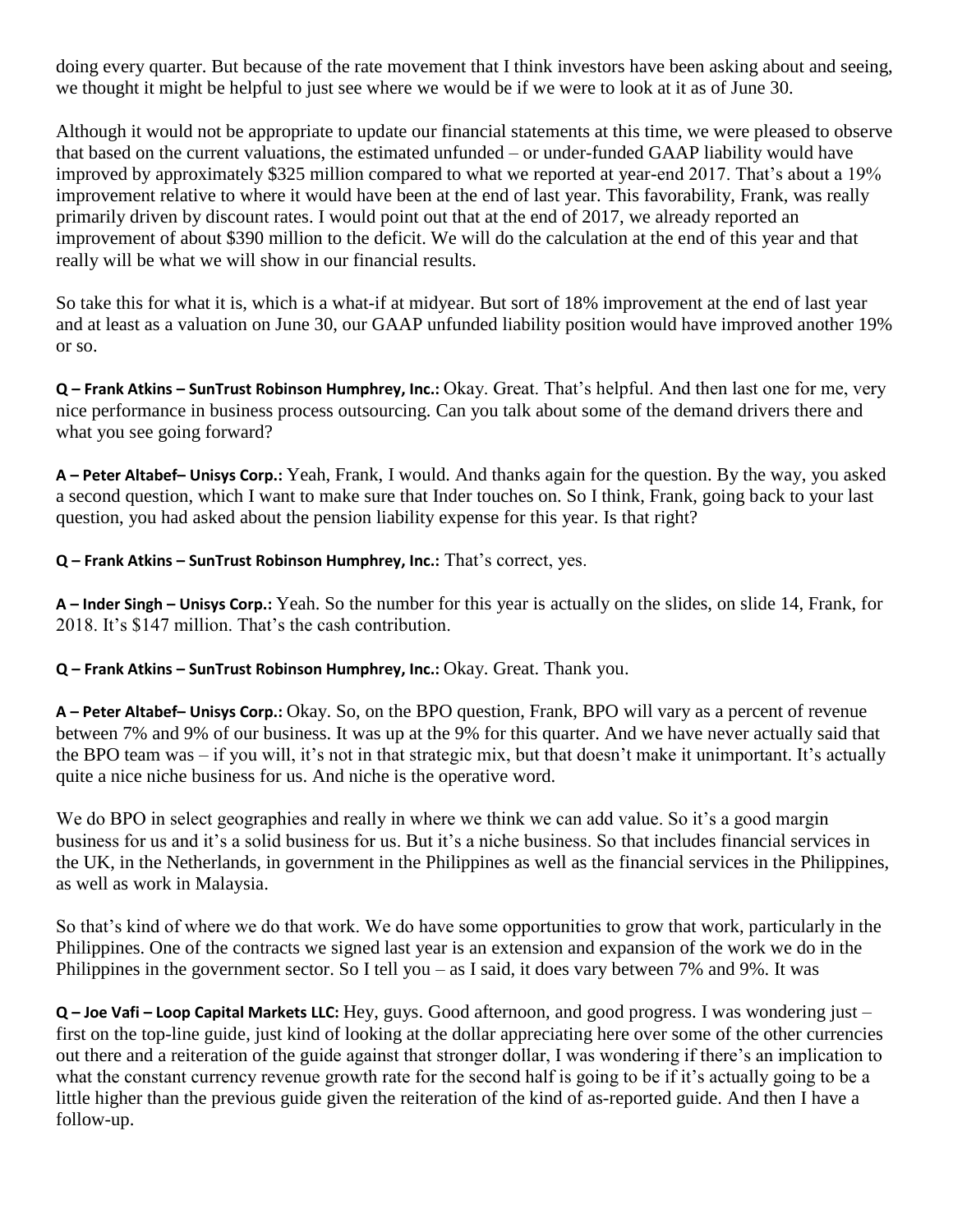doing every quarter. But because of the rate movement that I think investors have been asking about and seeing, we thought it might be helpful to just see where we would be if we were to look at it as of June 30.

Although it would not be appropriate to update our financial statements at this time, we were pleased to observe that based on the current valuations, the estimated unfunded – or under-funded GAAP liability would have improved by approximately $325 million compared to what we reported at year-end 2017. That's about a 19% improvement relative to where it would have been at the end of last year. This favorability, Frank, was really primarily driven by discount rates. I would point out that at the end of 2017, we already reported an improvement of about $390 million to the deficit. We will do the calculation at the end of this year and that really will be what we will show in our financial results.

So take this for what it is, which is a what-if at midyear. But sort of 18% improvement at the end of last year and at least as a valuation on June 30, our GAAP unfunded liability position would have improved another 19% or so.

**Q – Frank Atkins – SunTrust Robinson Humphrey, Inc.:** Okay. Great. That's helpful. And then last one for me, very nice performance in business process outsourcing. Can you talk about some of the demand drivers there and what you see going forward?

**A – Peter Altabef– Unisys Corp.:** Yeah, Frank, I would. And thanks again for the question. By the way, you asked a second question, which I want to make sure that Inder touches on. So I think, Frank, going back to your last question, you had asked about the pension liability expense for this year. Is that right?

**Q – Frank Atkins – SunTrust Robinson Humphrey, Inc.:** That's correct, yes.

**A – Inder Singh – Unisys Corp.:** Yeah. So the number for this year is actually on the slides, on slide 14, Frank, for 2018. It's $147 million. That's the cash contribution.

**Q – Frank Atkins – SunTrust Robinson Humphrey, Inc.:** Okay. Great. Thank you.

**A – Peter Altabef– Unisys Corp.:** Okay. So, on the BPO question, Frank, BPO will vary as a percent of revenue between 7% and 9% of our business. It was up at the 9% for this quarter. And we have never actually said that the BPO team was – if you will, it's not in that strategic mix, but that doesn't make it unimportant. It's actually quite a nice niche business for us. And niche is the operative word.

We do BPO in select geographies and really in where we think we can add value. So it's a good margin business for us and it's a solid business for us. But it's a niche business. So that includes financial services in the UK, in the Netherlands, in government in the Philippines as well as the financial services in the Philippines, as well as work in Malaysia.

So that's kind of where we do that work. We do have some opportunities to grow that work, particularly in the Philippines. One of the contracts we signed last year is an extension and expansion of the work we do in the Philippines in the government sector. So I tell you – as I said, it does vary between 7% and 9%. It was

**Q – Joe Vafi – Loop Capital Markets LLC:** Hey, guys. Good afternoon, and good progress. I was wondering just – first on the top-line guide, just kind of looking at the dollar appreciating here over some of the other currencies out there and a reiteration of the guide against that stronger dollar, I was wondering if there's an implication to what the constant currency revenue growth rate for the second half is going to be if it's actually going to be a little higher than the previous guide given the reiteration of the kind of as-reported guide. And then I have a follow-up.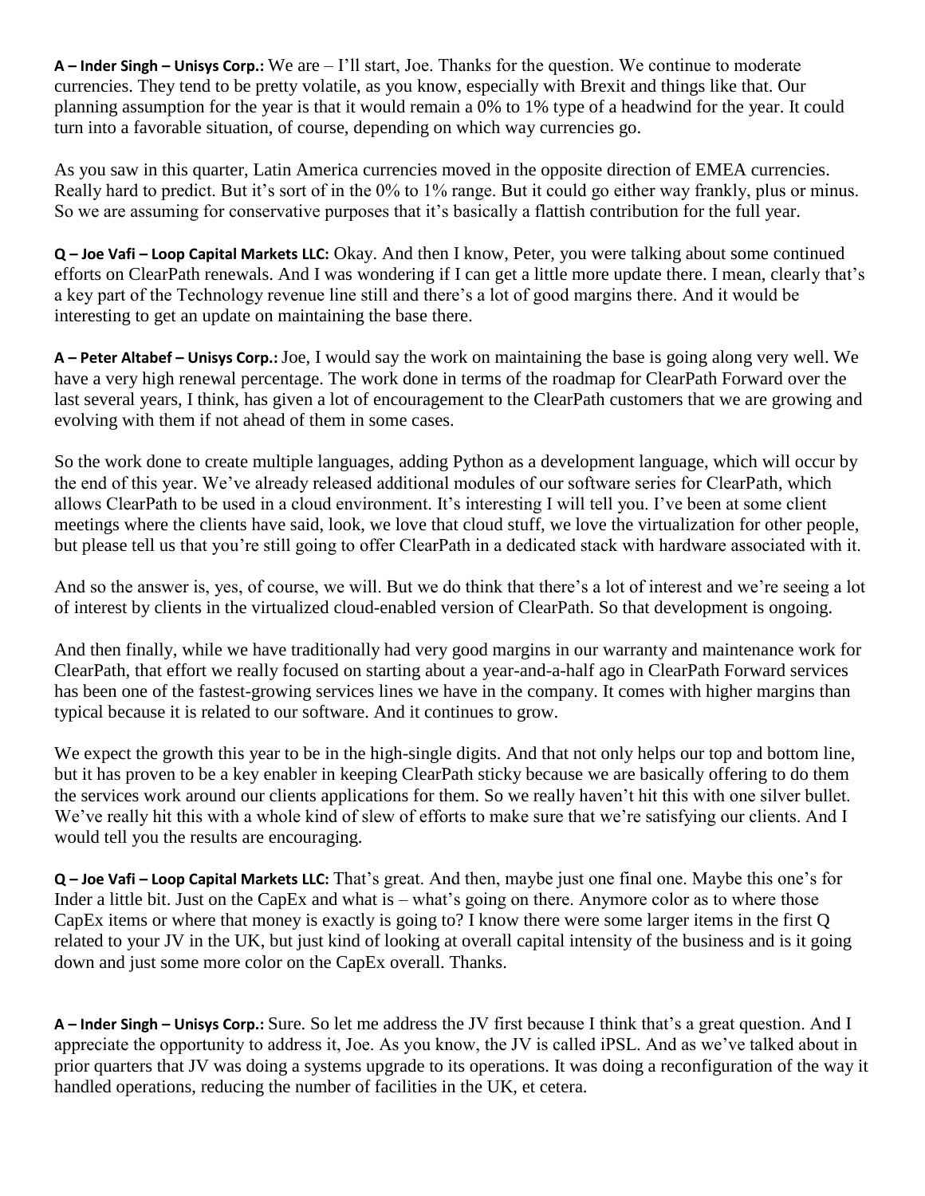**A – Inder Singh – Unisys Corp.:** We are – I'll start, Joe. Thanks for the question. We continue to moderate currencies. They tend to be pretty volatile, as you know, especially with Brexit and things like that. Our planning assumption for the year is that it would remain a 0% to 1% type of a headwind for the year. It could turn into a favorable situation, of course, depending on which way currencies go.

As you saw in this quarter, Latin America currencies moved in the opposite direction of EMEA currencies. Really hard to predict. But it's sort of in the 0% to 1% range. But it could go either way frankly, plus or minus. So we are assuming for conservative purposes that it's basically a flattish contribution for the full year.

**Q – Joe Vafi – Loop Capital Markets LLC:** Okay. And then I know, Peter, you were talking about some continued efforts on ClearPath renewals. And I was wondering if I can get a little more update there. I mean, clearly that's a key part of the Technology revenue line still and there's a lot of good margins there. And it would be interesting to get an update on maintaining the base there.

**A – Peter Altabef – Unisys Corp.:** Joe, I would say the work on maintaining the base is going along very well. We have a very high renewal percentage. The work done in terms of the roadmap for ClearPath Forward over the last several years, I think, has given a lot of encouragement to the ClearPath customers that we are growing and evolving with them if not ahead of them in some cases.

So the work done to create multiple languages, adding Python as a development language, which will occur by the end of this year. We've already released additional modules of our software series for ClearPath, which allows ClearPath to be used in a cloud environment. It's interesting I will tell you. I've been at some client meetings where the clients have said, look, we love that cloud stuff, we love the virtualization for other people, but please tell us that you're still going to offer ClearPath in a dedicated stack with hardware associated with it.

And so the answer is, yes, of course, we will. But we do think that there's a lot of interest and we're seeing a lot of interest by clients in the virtualized cloud-enabled version of ClearPath. So that development is ongoing.

And then finally, while we have traditionally had very good margins in our warranty and maintenance work for ClearPath, that effort we really focused on starting about a year-and-a-half ago in ClearPath Forward services has been one of the fastest-growing services lines we have in the company. It comes with higher margins than typical because it is related to our software. And it continues to grow.

We expect the growth this year to be in the high-single digits. And that not only helps our top and bottom line, but it has proven to be a key enabler in keeping ClearPath sticky because we are basically offering to do them the services work around our clients applications for them. So we really haven't hit this with one silver bullet. We've really hit this with a whole kind of slew of efforts to make sure that we're satisfying our clients. And I would tell you the results are encouraging.

**Q – Joe Vafi – Loop Capital Markets LLC:** That's great. And then, maybe just one final one. Maybe this one's for Inder a little bit. Just on the CapEx and what is – what's going on there. Anymore color as to where those CapEx items or where that money is exactly is going to? I know there were some larger items in the first Q related to your JV in the UK, but just kind of looking at overall capital intensity of the business and is it going down and just some more color on the CapEx overall. Thanks.

**A – Inder Singh – Unisys Corp.:** Sure. So let me address the JV first because I think that's a great question. And I appreciate the opportunity to address it, Joe. As you know, the JV is called iPSL. And as we've talked about in prior quarters that JV was doing a systems upgrade to its operations. It was doing a reconfiguration of the way it handled operations, reducing the number of facilities in the UK, et cetera.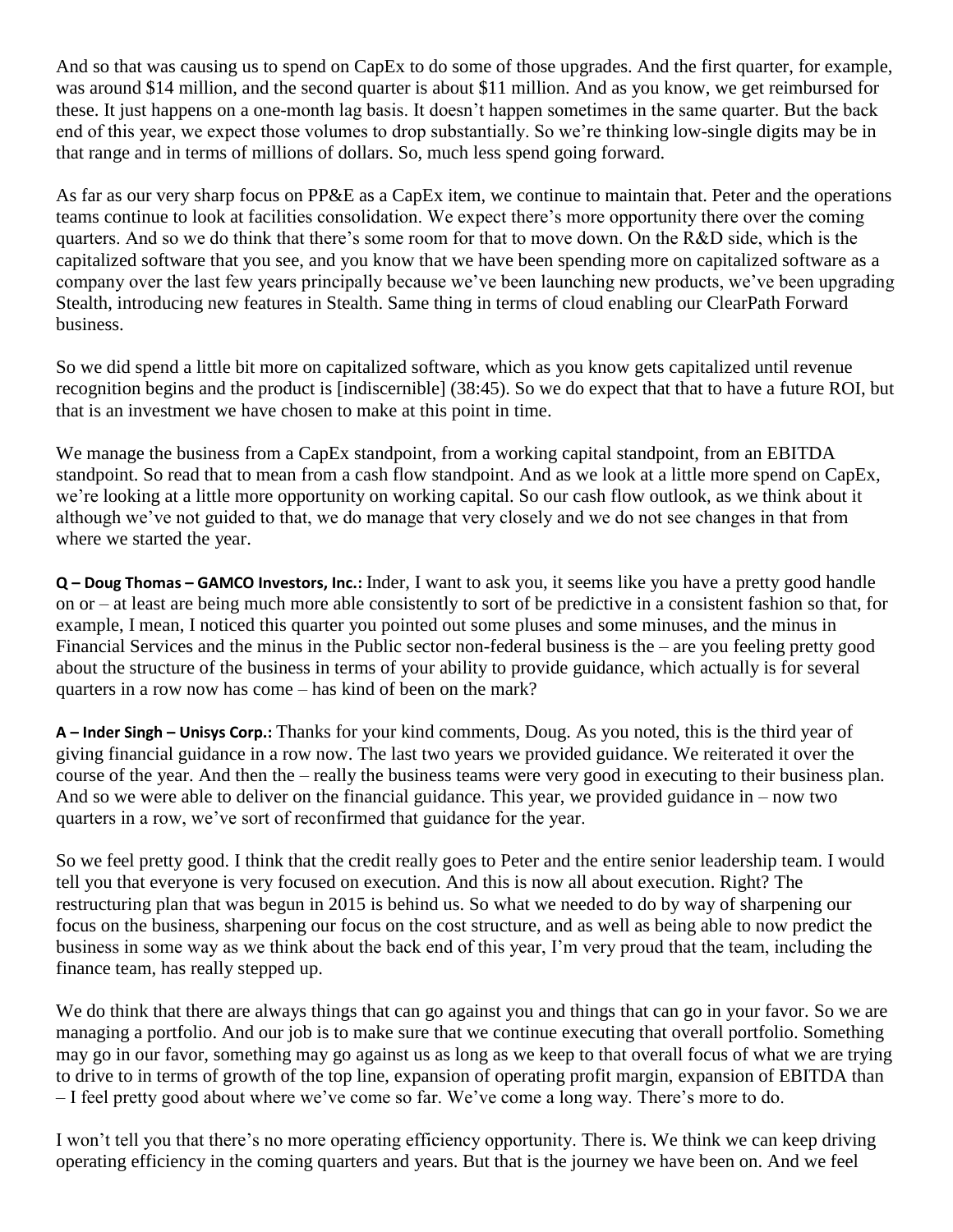And so that was causing us to spend on CapEx to do some of those upgrades. And the first quarter, for example, was around $14 million, and the second quarter is about $11 million. And as you know, we get reimbursed for these. It just happens on a one-month lag basis. It doesn't happen sometimes in the same quarter. But the back end of this year, we expect those volumes to drop substantially. So we're thinking low-single digits may be in that range and in terms of millions of dollars. So, much less spend going forward.

As far as our very sharp focus on PP&E as a CapEx item, we continue to maintain that. Peter and the operations teams continue to look at facilities consolidation. We expect there's more opportunity there over the coming quarters. And so we do think that there's some room for that to move down. On the R&D side, which is the capitalized software that you see, and you know that we have been spending more on capitalized software as a company over the last few years principally because we've been launching new products, we've been upgrading Stealth, introducing new features in Stealth. Same thing in terms of cloud enabling our ClearPath Forward business.

So we did spend a little bit more on capitalized software, which as you know gets capitalized until revenue recognition begins and the product is [indiscernible] (38:45). So we do expect that that to have a future ROI, but that is an investment we have chosen to make at this point in time.

We manage the business from a CapEx standpoint, from a working capital standpoint, from an EBITDA standpoint. So read that to mean from a cash flow standpoint. And as we look at a little more spend on CapEx, we're looking at a little more opportunity on working capital. So our cash flow outlook, as we think about it although we've not guided to that, we do manage that very closely and we do not see changes in that from where we started the year.

**Q – Doug Thomas – GAMCO Investors, Inc.:** Inder, I want to ask you, it seems like you have a pretty good handle on or – at least are being much more able consistently to sort of be predictive in a consistent fashion so that, for example, I mean, I noticed this quarter you pointed out some pluses and some minuses, and the minus in Financial Services and the minus in the Public sector non-federal business is the – are you feeling pretty good about the structure of the business in terms of your ability to provide guidance, which actually is for several quarters in a row now has come – has kind of been on the mark?

**A – Inder Singh – Unisys Corp.:** Thanks for your kind comments, Doug. As you noted, this is the third year of giving financial guidance in a row now. The last two years we provided guidance. We reiterated it over the course of the year. And then the – really the business teams were very good in executing to their business plan. And so we were able to deliver on the financial guidance. This year, we provided guidance in – now two quarters in a row, we've sort of reconfirmed that guidance for the year.

So we feel pretty good. I think that the credit really goes to Peter and the entire senior leadership team. I would tell you that everyone is very focused on execution. And this is now all about execution. Right? The restructuring plan that was begun in 2015 is behind us. So what we needed to do by way of sharpening our focus on the business, sharpening our focus on the cost structure, and as well as being able to now predict the business in some way as we think about the back end of this year, I'm very proud that the team, including the finance team, has really stepped up.

We do think that there are always things that can go against you and things that can go in your favor. So we are managing a portfolio. And our job is to make sure that we continue executing that overall portfolio. Something may go in our favor, something may go against us as long as we keep to that overall focus of what we are trying to drive to in terms of growth of the top line, expansion of operating profit margin, expansion of EBITDA than – I feel pretty good about where we've come so far. We've come a long way. There's more to do.

I won't tell you that there's no more operating efficiency opportunity. There is. We think we can keep driving operating efficiency in the coming quarters and years. But that is the journey we have been on. And we feel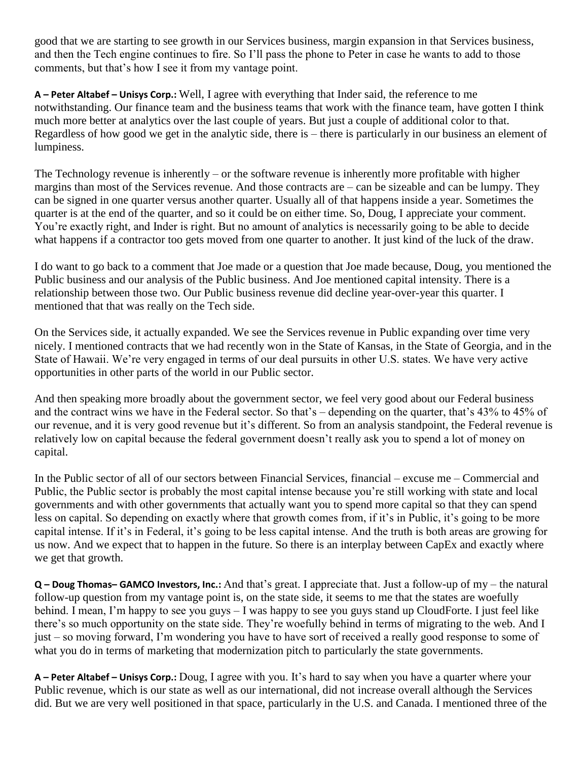good that we are starting to see growth in our Services business, margin expansion in that Services business, and then the Tech engine continues to fire. So I'll pass the phone to Peter in case he wants to add to those comments, but that's how I see it from my vantage point.

**A – Peter Altabef – Unisys Corp.:** Well, I agree with everything that Inder said, the reference to me notwithstanding. Our finance team and the business teams that work with the finance team, have gotten I think much more better at analytics over the last couple of years. But just a couple of additional color to that. Regardless of how good we get in the analytic side, there is – there is particularly in our business an element of lumpiness.

The Technology revenue is inherently – or the software revenue is inherently more profitable with higher margins than most of the Services revenue. And those contracts are – can be sizeable and can be lumpy. They can be signed in one quarter versus another quarter. Usually all of that happens inside a year. Sometimes the quarter is at the end of the quarter, and so it could be on either time. So, Doug, I appreciate your comment. You're exactly right, and Inder is right. But no amount of analytics is necessarily going to be able to decide what happens if a contractor too gets moved from one quarter to another. It just kind of the luck of the draw.

I do want to go back to a comment that Joe made or a question that Joe made because, Doug, you mentioned the Public business and our analysis of the Public business. And Joe mentioned capital intensity. There is a relationship between those two. Our Public business revenue did decline year-over-year this quarter. I mentioned that that was really on the Tech side.

On the Services side, it actually expanded. We see the Services revenue in Public expanding over time very nicely. I mentioned contracts that we had recently won in the State of Kansas, in the State of Georgia, and in the State of Hawaii. We're very engaged in terms of our deal pursuits in other U.S. states. We have very active opportunities in other parts of the world in our Public sector.

And then speaking more broadly about the government sector, we feel very good about our Federal business and the contract wins we have in the Federal sector. So that's – depending on the quarter, that's 43% to 45% of our revenue, and it is very good revenue but it's different. So from an analysis standpoint, the Federal revenue is relatively low on capital because the federal government doesn't really ask you to spend a lot of money on capital.

In the Public sector of all of our sectors between Financial Services, financial – excuse me – Commercial and Public, the Public sector is probably the most capital intense because you're still working with state and local governments and with other governments that actually want you to spend more capital so that they can spend less on capital. So depending on exactly where that growth comes from, if it's in Public, it's going to be more capital intense. If it's in Federal, it's going to be less capital intense. And the truth is both areas are growing for us now. And we expect that to happen in the future. So there is an interplay between CapEx and exactly where we get that growth.

**Q – Doug Thomas– GAMCO Investors, Inc.:** And that's great. I appreciate that. Just a follow-up of my – the natural follow-up question from my vantage point is, on the state side, it seems to me that the states are woefully behind. I mean, I'm happy to see you guys – I was happy to see you guys stand up CloudForte. I just feel like there's so much opportunity on the state side. They're woefully behind in terms of migrating to the web. And I just – so moving forward, I'm wondering you have to have sort of received a really good response to some of what you do in terms of marketing that modernization pitch to particularly the state governments.

**A – Peter Altabef – Unisys Corp.:** Doug, I agree with you. It's hard to say when you have a quarter where your Public revenue, which is our state as well as our international, did not increase overall although the Services did. But we are very well positioned in that space, particularly in the U.S. and Canada. I mentioned three of the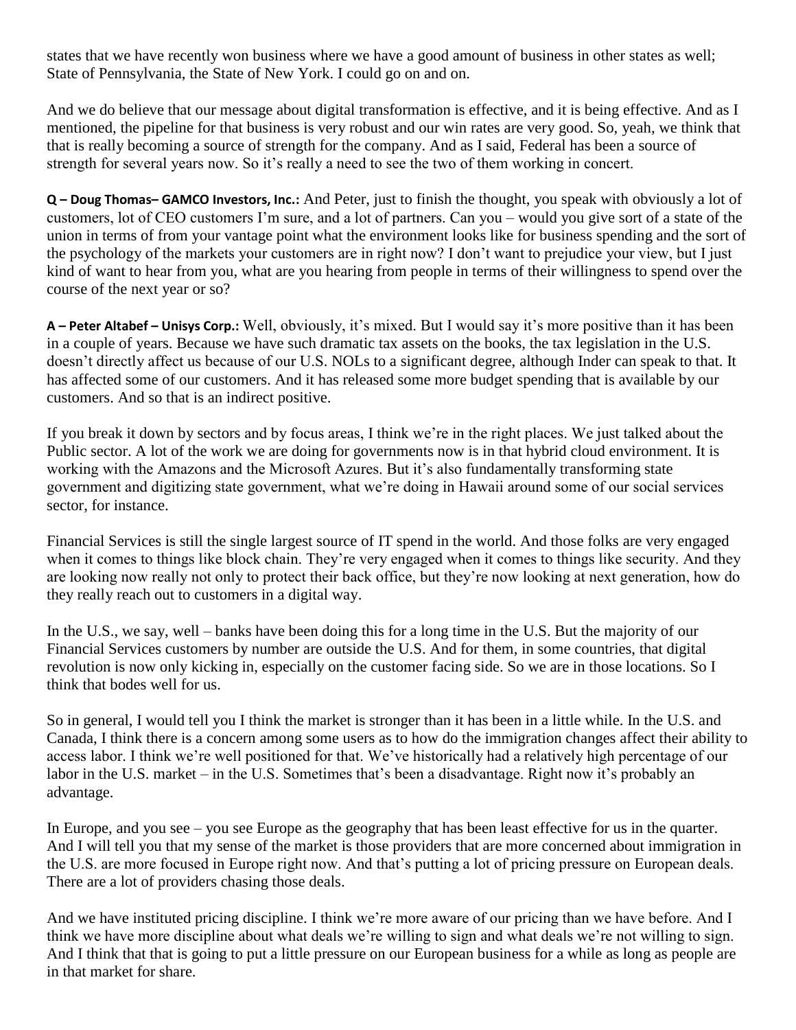states that we have recently won business where we have a good amount of business in other states as well; State of Pennsylvania, the State of New York. I could go on and on.

And we do believe that our message about digital transformation is effective, and it is being effective. And as I mentioned, the pipeline for that business is very robust and our win rates are very good. So, yeah, we think that that is really becoming a source of strength for the company. And as I said, Federal has been a source of strength for several years now. So it's really a need to see the two of them working in concert.

**Q – Doug Thomas– GAMCO Investors, Inc.:** And Peter, just to finish the thought, you speak with obviously a lot of customers, lot of CEO customers I'm sure, and a lot of partners. Can you – would you give sort of a state of the union in terms of from your vantage point what the environment looks like for business spending and the sort of the psychology of the markets your customers are in right now? I don't want to prejudice your view, but I just kind of want to hear from you, what are you hearing from people in terms of their willingness to spend over the course of the next year or so?

**A – Peter Altabef – Unisys Corp.:** Well, obviously, it's mixed. But I would say it's more positive than it has been in a couple of years. Because we have such dramatic tax assets on the books, the tax legislation in the U.S. doesn't directly affect us because of our U.S. NOLs to a significant degree, although Inder can speak to that. It has affected some of our customers. And it has released some more budget spending that is available by our customers. And so that is an indirect positive.

If you break it down by sectors and by focus areas, I think we're in the right places. We just talked about the Public sector. A lot of the work we are doing for governments now is in that hybrid cloud environment. It is working with the Amazons and the Microsoft Azures. But it's also fundamentally transforming state government and digitizing state government, what we're doing in Hawaii around some of our social services sector, for instance.

Financial Services is still the single largest source of IT spend in the world. And those folks are very engaged when it comes to things like block chain. They're very engaged when it comes to things like security. And they are looking now really not only to protect their back office, but they're now looking at next generation, how do they really reach out to customers in a digital way.

In the U.S., we say, well – banks have been doing this for a long time in the U.S. But the majority of our Financial Services customers by number are outside the U.S. And for them, in some countries, that digital revolution is now only kicking in, especially on the customer facing side. So we are in those locations. So I think that bodes well for us.

So in general, I would tell you I think the market is stronger than it has been in a little while. In the U.S. and Canada, I think there is a concern among some users as to how do the immigration changes affect their ability to access labor. I think we're well positioned for that. We've historically had a relatively high percentage of our labor in the U.S. market – in the U.S. Sometimes that's been a disadvantage. Right now it's probably an advantage.

In Europe, and you see – you see Europe as the geography that has been least effective for us in the quarter. And I will tell you that my sense of the market is those providers that are more concerned about immigration in the U.S. are more focused in Europe right now. And that's putting a lot of pricing pressure on European deals. There are a lot of providers chasing those deals.

And we have instituted pricing discipline. I think we're more aware of our pricing than we have before. And I think we have more discipline about what deals we're willing to sign and what deals we're not willing to sign. And I think that that is going to put a little pressure on our European business for a while as long as people are in that market for share.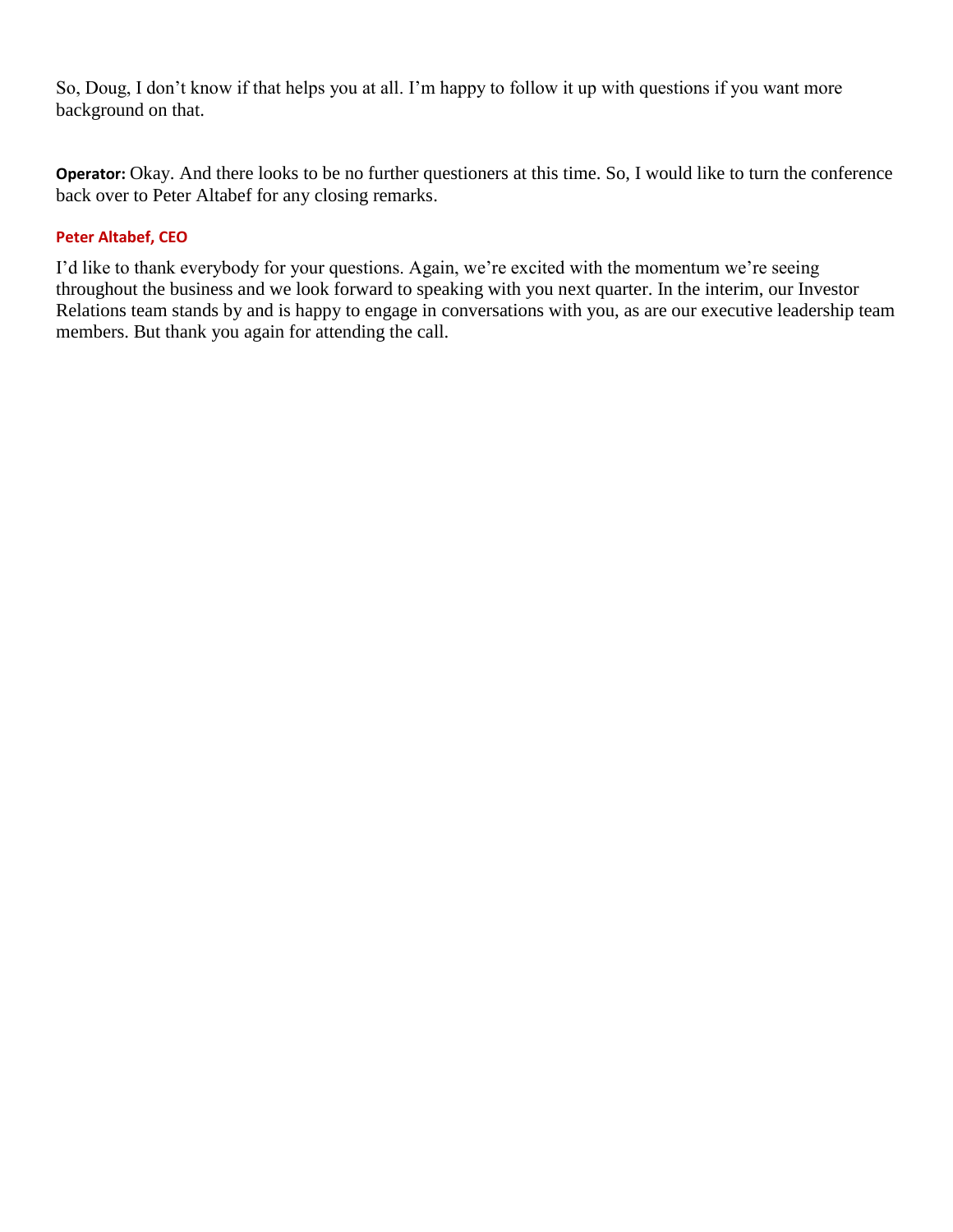So, Doug, I don’t know if that helps you at all. I’m happy to follow it up with questions if you want more background on that.

**Operator:** Okay. And there looks to be no further questioners at this time. So, I would like to turn the conference back over to Peter Altabef for any closing remarks.

**Peter Altabef, CEO**

I’d like to thank everybody for your questions. Again, we’re excited with the momentum we’re seeing throughout the business and we look forward to speaking with you next quarter. In the interim, our Investor Relations team stands by and is happy to engage in conversations with you, as are our executive leadership team members. But thank you again for attending the call.